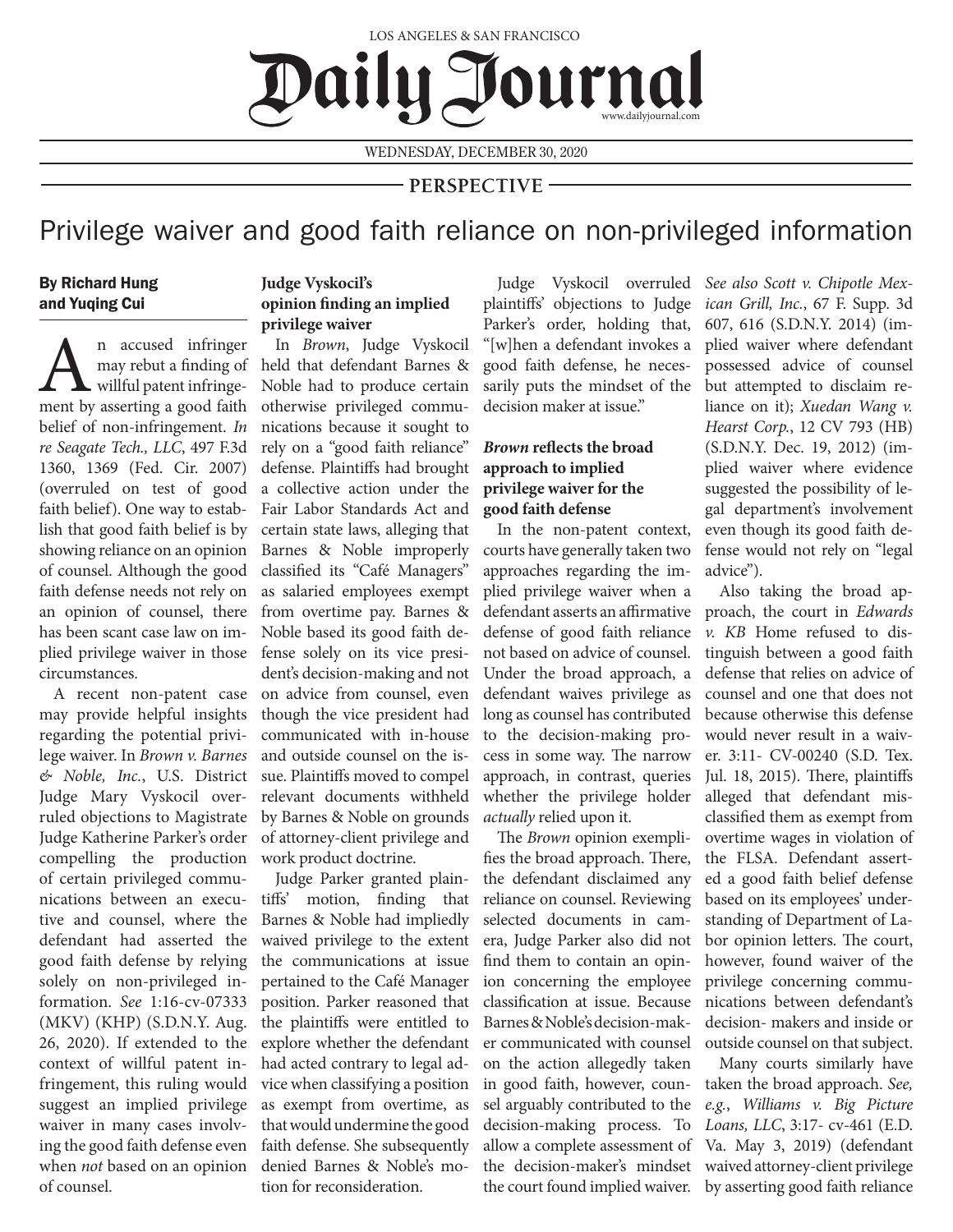LOS ANGELES & SAN FRANCISCO

# Daily Journal

www.dailyjournal.com

WEDNESDAY, DECEMBER 30, 2020

PERSPECTIVE

# Privilege waiver and good faith reliance on non-privileged information

**By Richard Hung and Yuqing Cui**

An accused infringer may rebut a finding of willful patent infringement by asserting a good faith belief of non-infringement. *In re Seagate Tech., LLC*, 497 F.3d 1360, 1369 (Fed. Cir. 2007) (overruled on test of good faith belief). One way to establish that good faith belief is by showing reliance on an opinion of counsel. Although the good faith defense needs not rely on an opinion of counsel, there has been scant case law on implied privilege waiver in those circumstances.

A recent non-patent case may provide helpful insights regarding the potential privilege waiver. In *Brown v. Barnes & Noble, Inc.*, U.S. District Judge Mary Vyskocil overruled objections to Magistrate Judge Katherine Parker's order compelling the production of certain privileged communications between an executive and counsel, where the defendant had asserted the good faith defense by relying solely on non-privileged information. *See* 1:16-cv-07333 (MKV) (KHP) (S.D.N.Y. Aug. 26, 2020). If extended to the context of willful patent infringement, this ruling would suggest an implied privilege waiver in many cases involving the good faith defense even when *not* based on an opinion of counsel.

### Judge Vyskocil's opinion finding an implied privilege waiver

In *Brown*, Judge Vyskocil held that defendant Barnes & Noble had to produce certain otherwise privileged communications because it sought to rely on a "good faith reliance" defense. Plaintiffs had brought a collective action under the Fair Labor Standards Act and certain state laws, alleging that Barnes & Noble improperly classified its "Café Managers" as salaried employees exempt from overtime pay. Barnes & Noble based its good faith defense solely on its vice president's decision-making and not on advice from counsel, even though the vice president had communicated with in-house and outside counsel on the issue. Plaintiffs moved to compel relevant documents withheld by Barnes & Noble on grounds of attorney-client privilege and work product doctrine.

Judge Parker granted plaintiffs' motion, finding that Barnes & Noble had impliedly waived privilege to the extent the communications at issue pertained to the Café Manager position. Parker reasoned that the plaintiffs were entitled to explore whether the defendant had acted contrary to legal advice when classifying a position as exempt from overtime, as that would undermine the good faith defense. She subsequently denied Barnes & Noble's motion for reconsideration.

Judge Vyskocil overruled plaintiffs' objections to Judge Parker's order, holding that, "[w]hen a defendant invokes a good faith defense, he necessarily puts the mindset of the decision maker at issue."

### *Brown* reflects the broad approach to implied privilege waiver for the good faith defense

In the non-patent context, courts have generally taken two approaches regarding the implied privilege waiver when a defendant asserts an affirmative defense of good faith reliance not based on advice of counsel. Under the broad approach, a defendant waives privilege as long as counsel has contributed to the decision-making process in some way. The narrow approach, in contrast, queries whether the privilege holder *actually* relied upon it.

The *Brown* opinion exemplifies the broad approach. There, the defendant disclaimed any reliance on counsel. Reviewing selected documents in camera, Judge Parker also did not find them to contain an opinion concerning the employee classification at issue. Because Barnes & Noble's decision-maker communicated with counsel on the action allegedly taken in good faith, however, counsel arguably contributed to the decision-making process. To allow a complete assessment of the decision-maker's mindset the court found implied waiver. *See also Scott v. Chipotle Mexican Grill, Inc.*, 67 F. Supp. 3d 607, 616 (S.D.N.Y. 2014) (implied waiver where defendant possessed advice of counsel but attempted to disclaim reliance on it); *Xuedan Wang v. Hearst Corp.*, 12 CV 793 (HB) (S.D.N.Y. Dec. 19, 2012) (implied waiver where evidence suggested the possibility of legal department's involvement even though its good faith defense would not rely on "legal advice").

Also taking the broad approach, the court in *Edwards v. KB* Home refused to distinguish between a good faith defense that relies on advice of counsel and one that does not because otherwise this defense would never result in a waiver. 3:11- CV-00240 (S.D. Tex. Jul. 18, 2015). There, plaintiffs alleged that defendant misclassified them as exempt from overtime wages in violation of the FLSA. Defendant asserted a good faith belief defense based on its employees' understanding of Department of Labor opinion letters. The court, however, found waiver of the privilege concerning communications between defendant's decision- makers and inside or outside counsel on that subject.

Many courts similarly have taken the broad approach. *See, e.g.*, *Williams v. Big Picture Loans, LLC*, 3:17- cv-461 (E.D. Va. May 3, 2019) (defendant waived attorney-client privilege by asserting good faith reliance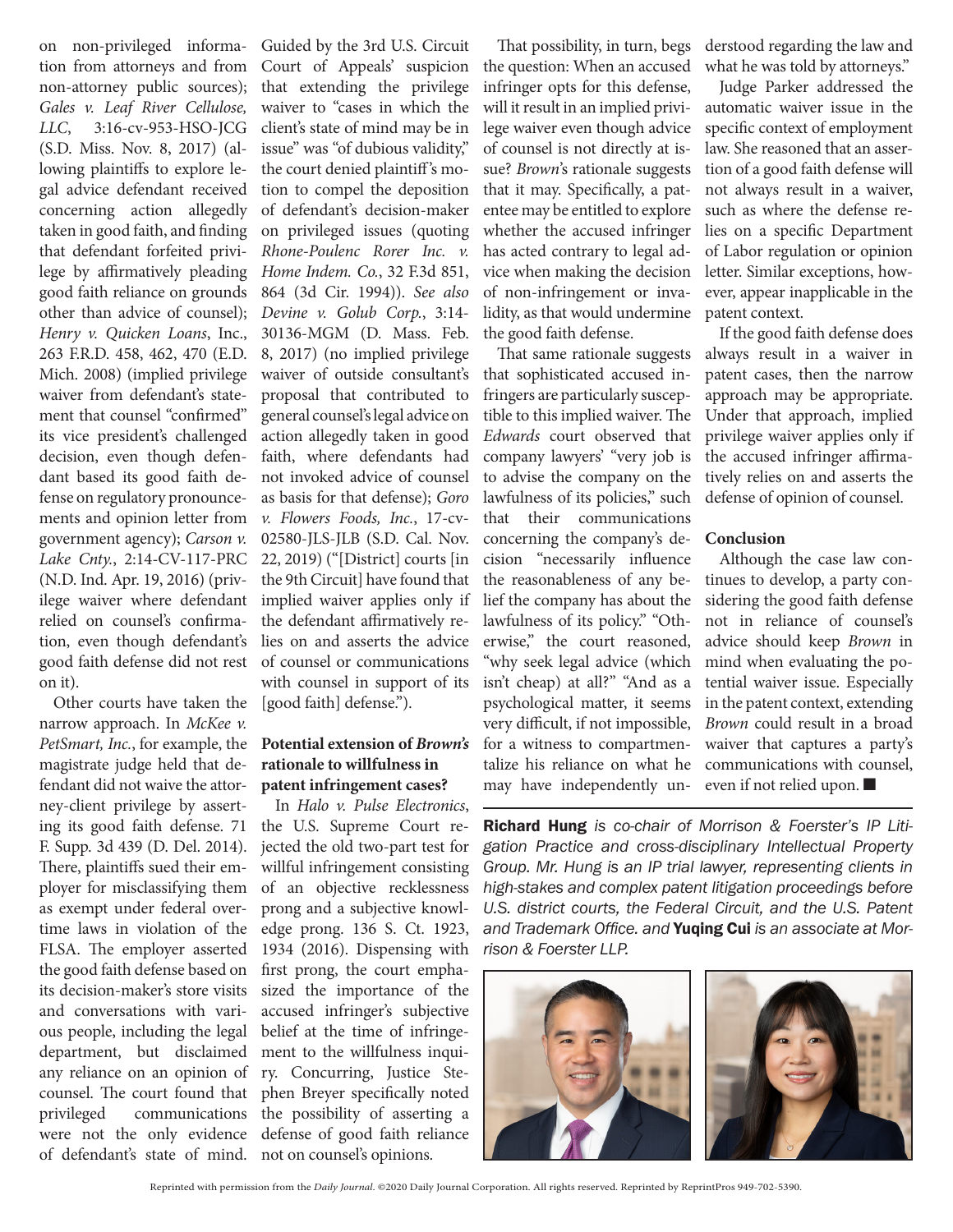on non-privileged information from attorneys and from non-attorney public sources); *Gales v. Leaf River Cellulose, LLC*, 3:16-cv-953-HSO-JCG (S.D. Miss. Nov. 8, 2017) (allowing plaintiffs to explore legal advice defendant received concerning action allegedly taken in good faith, and finding that defendant forfeited privilege by affirmatively pleading good faith reliance on grounds other than advice of counsel); *Henry v. Quicken Loans*, Inc., 263 F.R.D. 458, 462, 470 (E.D. Mich. 2008) (implied privilege waiver from defendant's statement that counsel "confirmed" its vice president's challenged decision, even though defendant based its good faith defense on regulatory pronouncements and opinion letter from government agency); *Carson v. Lake Cnty.*, 2:14-CV-117-PRC (N.D. Ind. Apr. 19, 2016) (privilege waiver where defendant relied on counsel's confirmation, even though defendant's good faith defense did not rest on it).

Other courts have taken the narrow approach. In *McKee v. PetSmart, Inc.*, for example, the magistrate judge held that defendant did not waive the attorney-client privilege by asserting its good faith defense. 71 F. Supp. 3d 439 (D. Del. 2014). There, plaintiffs sued their employer for misclassifying them as exempt under federal overtime laws in violation of the FLSA. The employer asserted the good faith defense based on its decision-maker's store visits and conversations with various people, including the legal department, but disclaimed any reliance on an opinion of counsel. The court found that privileged communications were not the only evidence of defendant's state of mind. Guided by the 3rd U.S. Circuit Court of Appeals' suspicion that extending the privilege waiver to "cases in which the client's state of mind may be in issue" was "of dubious validity," the court denied plaintiff's motion to compel the deposition of defendant's decision-maker on privileged issues (quoting *Rhone-Poulenc Rorer Inc. v. Home Indem. Co.*, 32 F.3d 851, 864 (3d Cir. 1994)). *See also Devine v. Golub Corp.*, 3:14-30136-MGM (D. Mass. Feb. 8, 2017) (no implied privilege waiver of outside consultant's proposal that contributed to general counsel's legal advice on action allegedly taken in good faith, where defendants had not invoked advice of counsel as basis for that defense); *Goro v. Flowers Foods, Inc.*, 17-cv-02580-JLS-JLB (S.D. Cal. Nov. 22, 2019) ("[District] courts [in the 9th Circuit] have found that implied waiver applies only if the defendant affirmatively relies on and asserts the advice of counsel or communications with counsel in support of its [good faith] defense.").

## Potential extension of *Brown's* rationale to willfulness in patent infringement cases?

In *Halo v. Pulse Electronics*, the U.S. Supreme Court rejected the old two-part test for willful infringement consisting of an objective recklessness prong and a subjective knowledge prong. 136 S. Ct. 1923, 1934 (2016). Dispensing with first prong, the court emphasized the importance of the accused infringer's subjective belief at the time of infringement to the willfulness inquiry. Concurring, Justice Stephen Breyer specifically noted the possibility of asserting a defense of good faith reliance not on counsel's opinions.

That possibility, in turn, begs the question: When an accused infringer opts for this defense, will it result in an implied privilege waiver even though advice of counsel is not directly at issue? *Brown*'s rationale suggests that it may. Specifically, a patentee may be entitled to explore whether the accused infringer has acted contrary to legal advice when making the decision of non-infringement or invalidity, as that would undermine the good faith defense.

That same rationale suggests that sophisticated accused infringers are particularly susceptible to this implied waiver. The *Edwards* court observed that company lawyers' "very job is to advise the company on the lawfulness of its policies," such that their communications concerning the company's decision "necessarily influence the reasonableness of any belief the company has about the lawfulness of its policy." "Otherwise," the court reasoned, "why seek legal advice (which isn't cheap) at all?" "And as a psychological matter, it seems very difficult, if not impossible, for a witness to compartmentalize his reliance on what he may have independently understood regarding the law and what he was told by attorneys."

Judge Parker addressed the automatic waiver issue in the specific context of employment law. She reasoned that an assertion of a good faith defense will not always result in a waiver, such as where the defense relies on a specific Department of Labor regulation or opinion letter. Similar exceptions, however, appear inapplicable in the patent context.

If the good faith defense does always result in a waiver in patent cases, then the narrow approach may be appropriate. Under that approach, implied privilege waiver applies only if the accused infringer affirmatively relies on and asserts the defense of opinion of counsel.

## Conclusion

Although the case law continues to develop, a party considering the good faith defense not in reliance of counsel's advice should keep *Brown* in mind when evaluating the potential waiver issue. Especially in the patent context, extending *Brown* could result in a broad waiver that captures a party's communications with counsel, even if not relied upon. ■

---

**Richard Hung** *is co-chair of Morrison & Foerster's IP Litigation Practice and cross-disciplinary Intellectual Property Group. Mr. Hung is an IP trial lawyer, representing clients in high-stakes and complex patent litigation proceedings before U.S. district courts, the Federal Circuit, and the U.S. Patent and Trademark Office. and* **Yuqing Cui** *is an associate at Morrison & Foerster LLP.*

Reprinted with permission from the *Daily Journal*. ©2020 Daily Journal Corporation. All rights reserved. Reprinted by ReprintPros 949-702-5390.